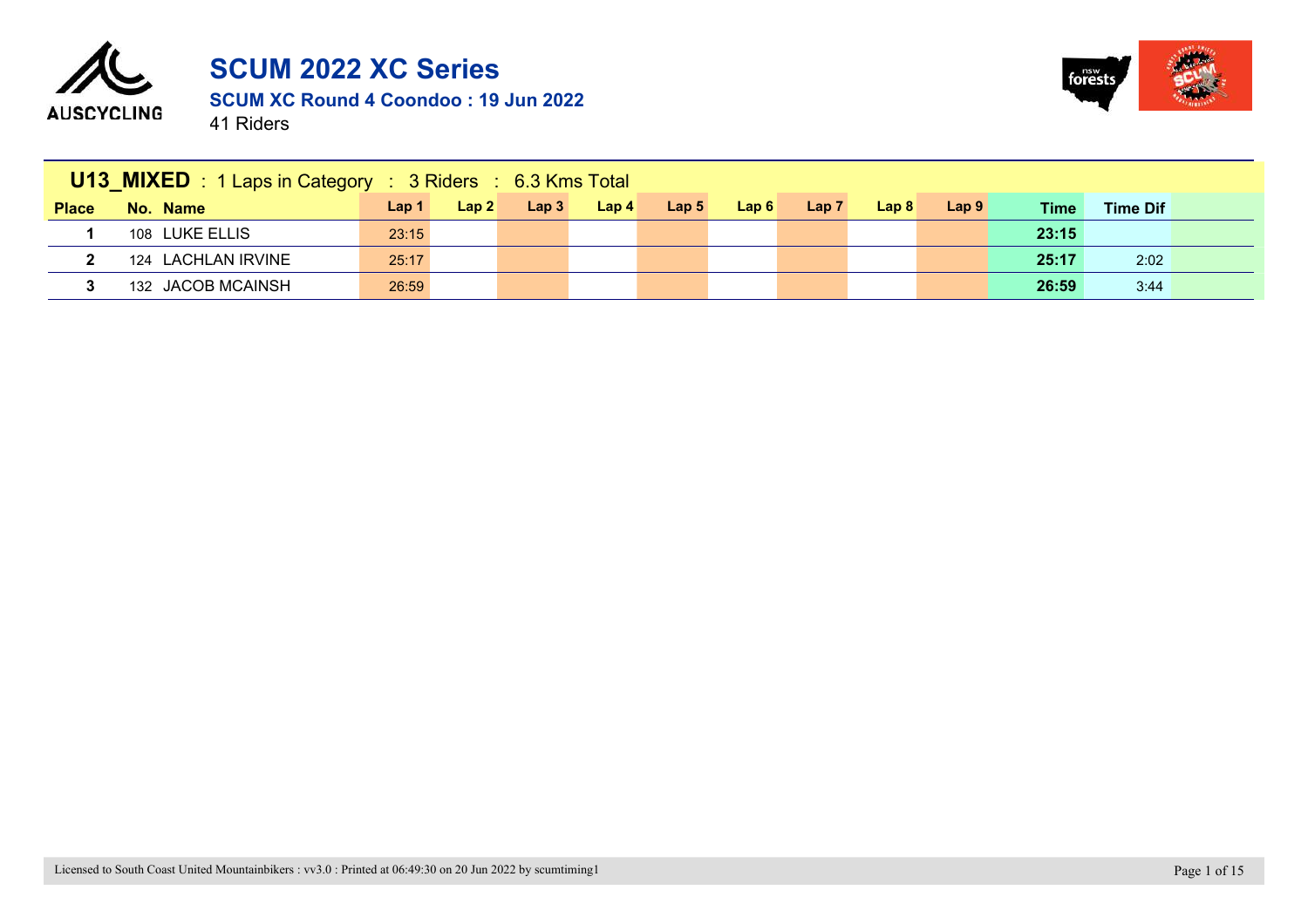# SCUM 2022 XC Series

## SCUM XC Round 4 Coondoo : 19 Jun 2022

41 Riders

| **U13_MIXED** : 1 Laps in Category : 3 Riders : 6.3 Kms Total | | | | | | | | | | | | |
|---|---|---|---|---|---|---|---|---|---|---|---|---|
| **Place** | **No. Name** | **Lap 1** | **Lap 2** | **Lap 3** | **Lap 4** | **Lap 5** | **Lap 6** | **Lap 7** | **Lap 8** | **Lap 9** | **Time** | **Time Dif** |
| **1** | 108 LUKE ELLIS | 23:15 | | | | | | | | | **23:15** | |
| **2** | 124 LACHLAN IRVINE | 25:17 | | | | | | | | | **25:17** | 2:02 |
| **3** | 132 JACOB MCAINSH | 26:59 | | | | | | | | | **26:59** | 3:44 |

Licensed to South Coast United Mountainbikers : vv3.0 : Printed at 06:49:30 on 20 Jun 2022 by scumtiming1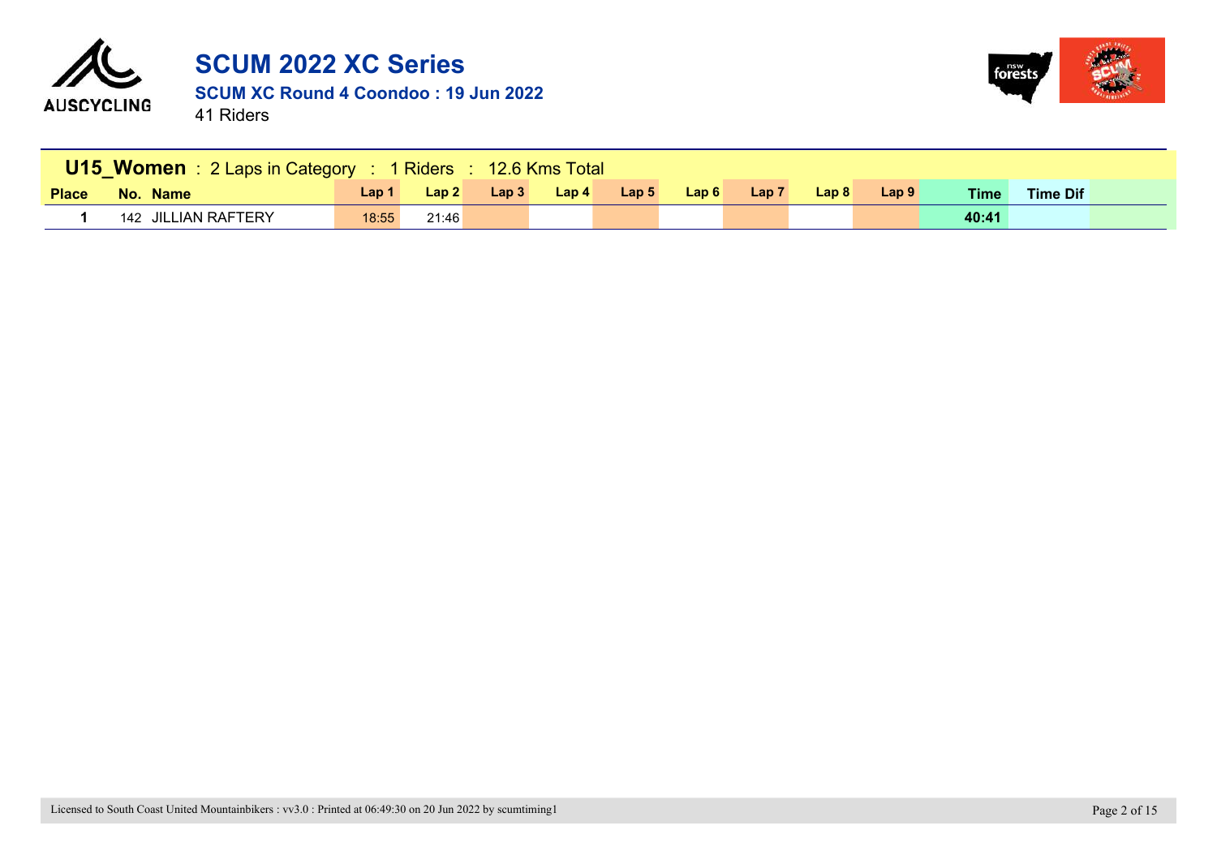# SCUM 2022 XC Series

## SCUM XC Round 4 Coondoo : 19 Jun 2022

41 Riders

| **U15_Women** : 2 Laps in Category : 1 Riders : 12.6 Kms Total | | | | | | | | | | | | |
|---|---|---|---|---|---|---|---|---|---|---|---|---|
| **Place** | **No.** | **Name** | **Lap 1** | **Lap 2** | **Lap 3** | **Lap 4** | **Lap 5** | **Lap 6** | **Lap 7** | **Lap 8** | **Lap 9** | **Time** | **Time Dif** |
| **1** | 142 | JILLIAN RAFTERY | 18:55 | 21:46 | | | | | | | | **40:41** | |

Licensed to South Coast United Mountainbikers : vv3.0 : Printed at 06:49:30 on 20 Jun 2022 by scumtiming1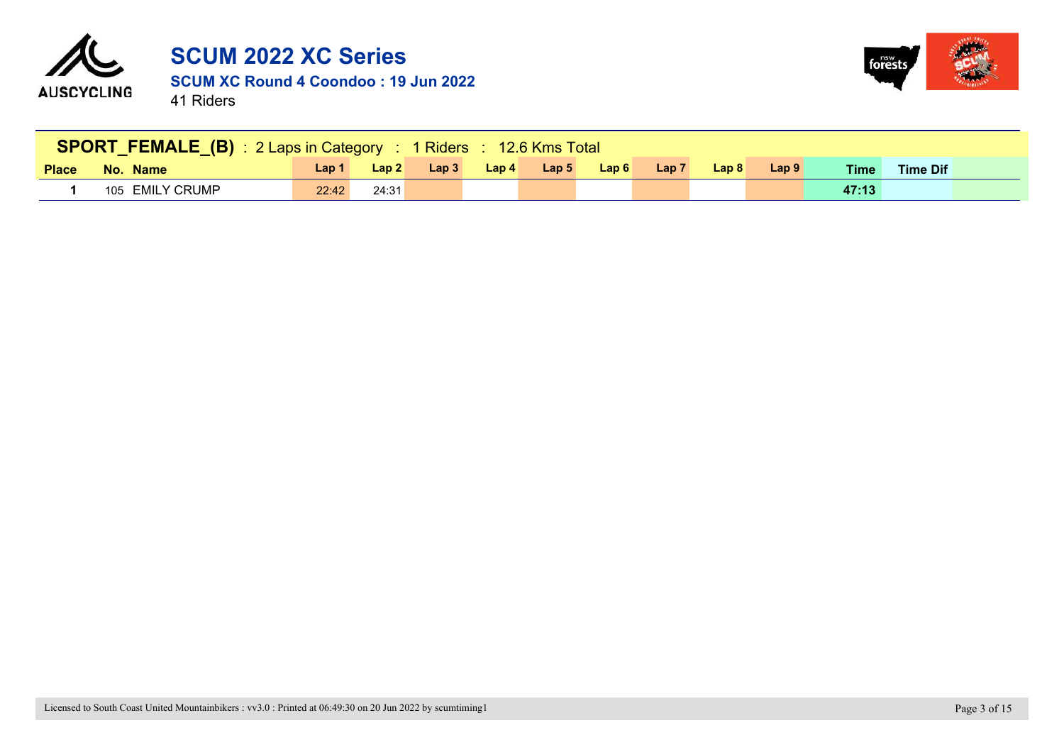# SCUM 2022 XC Series

## SCUM XC Round 4 Coondoo : 19 Jun 2022

41 Riders

| **SPORT_FEMALE_(B)** : 2 Laps in Category : 1 Riders : 12.6 Kms Total | | | | | | | | | | | | | |
|---|---|---|---|---|---|---|---|---|---|---|---|---|---|
| **Place** | **No.** | **Name** | **Lap 1** | **Lap 2** | **Lap 3** | **Lap 4** | **Lap 5** | **Lap 6** | **Lap 7** | **Lap 8** | **Lap 9** | **Time** | **Time Dif** |
| **1** | 105 | EMILY CRUMP | 22:42 | 24:31 | | | | | | | | **47:13** | |

Licensed to South Coast United Mountainbikers : vv3.0 : Printed at 06:49:30 on 20 Jun 2022 by scumtiming1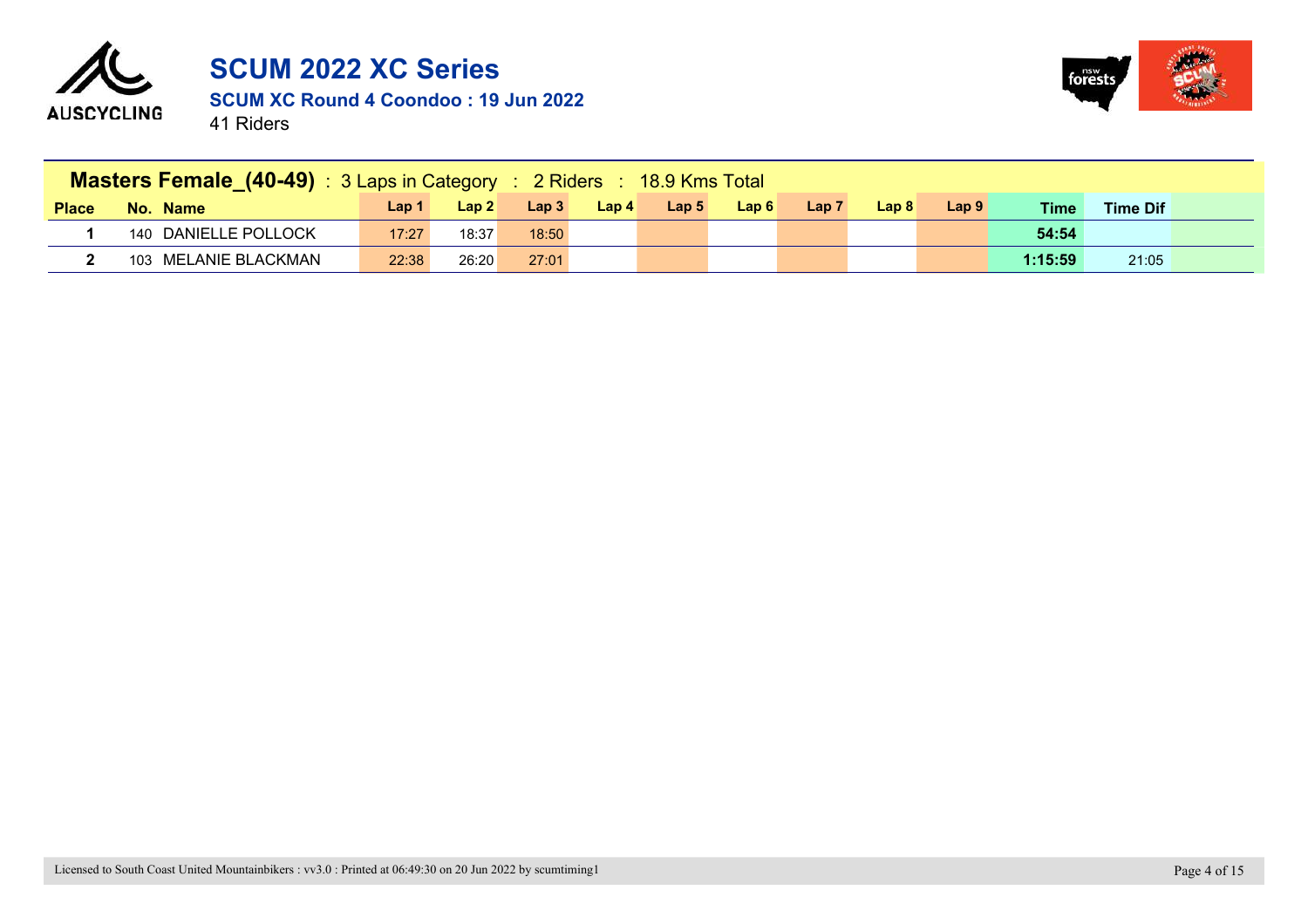# SCUM 2022 XC Series

**SCUM XC Round 4 Coondoo : 19 Jun 2022**

41 Riders

**Masters Female_(40-49)** : 3 Laps in Category : 2 Riders : 18.9 Kms Total

| Place | No. | Name | Lap 1 | Lap 2 | Lap 3 | Lap 4 | Lap 5 | Lap 6 | Lap 7 | Lap 8 | Lap 9 | Time | Time Dif |
|---|---|---|---|---|---|---|---|---|---|---|---|---|---|
| 1 | 140 | DANIELLE POLLOCK | 17:27 | 18:37 | 18:50 | | | | | | | 54:54 | |
| 2 | 103 | MELANIE BLACKMAN | 22:38 | 26:20 | 27:01 | | | | | | | 1:15:59 | 21:05 |

Licensed to South Coast United Mountainbikers : vv3.0 : Printed at 06:49:30 on 20 Jun 2022 by scumtiming1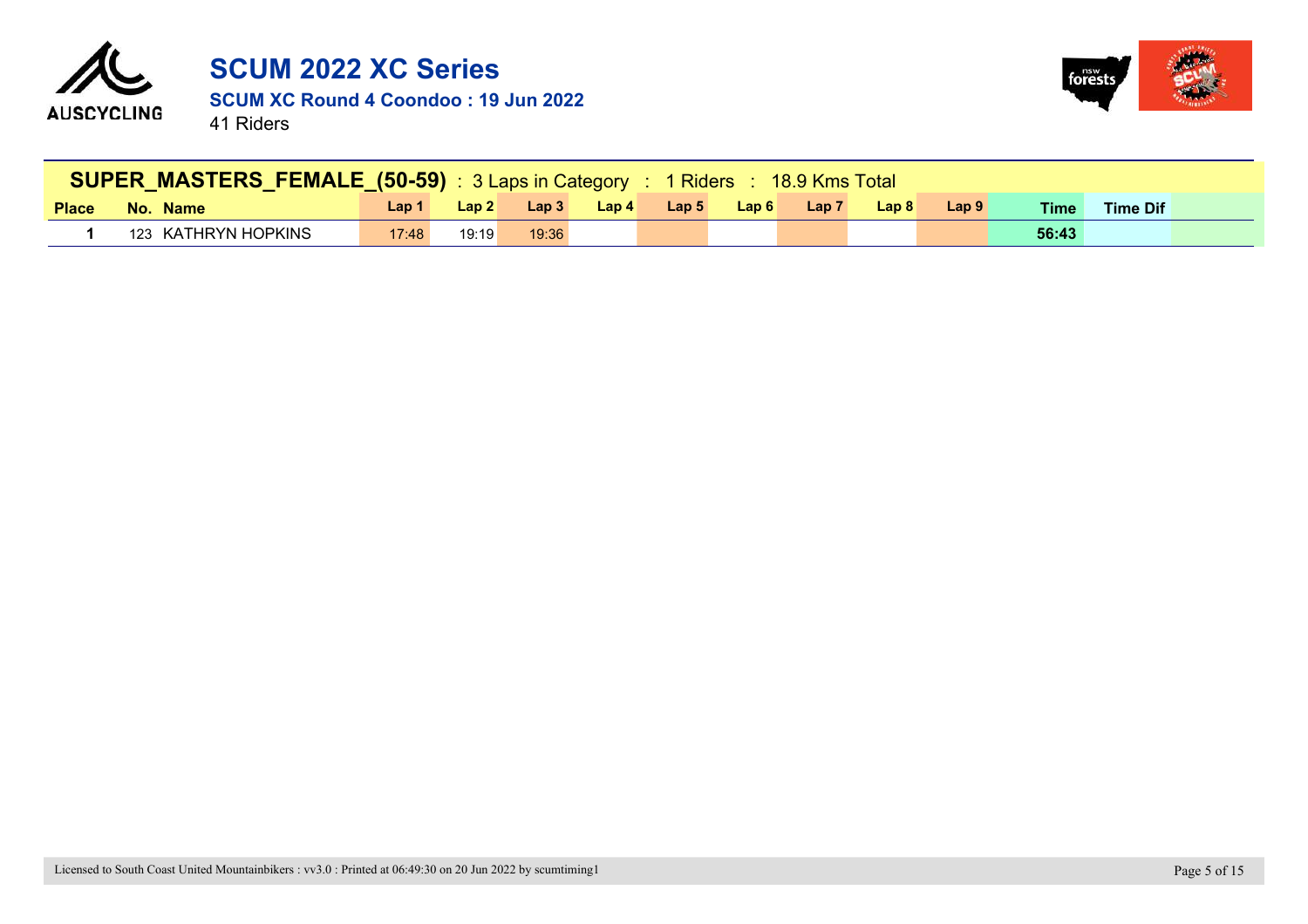# SCUM 2022 XC Series

**SCUM XC Round 4 Coondoo : 19 Jun 2022**

41 Riders

| **SUPER_MASTERS_FEMALE_(50-59)** : 3 Laps in Category : 1 Riders : 18.9 Kms Total | | | | | | | | | | | | |
|---|---|---|---|---|---|---|---|---|---|---|---|---|
| **Place** | **No.** | **Name** | **Lap 1** | **Lap 2** | **Lap 3** | **Lap 4** | **Lap 5** | **Lap 6** | **Lap 7** | **Lap 8** | **Lap 9** | **Time** | **Time Dif** |
| **1** | 123 | KATHRYN HOPKINS | 17:48 | 19:19 | 19:36 | | | | | | | **56:43** | |

Licensed to South Coast United Mountainbikers : vv3.0 : Printed at 06:49:30 on 20 Jun 2022 by scumtiming1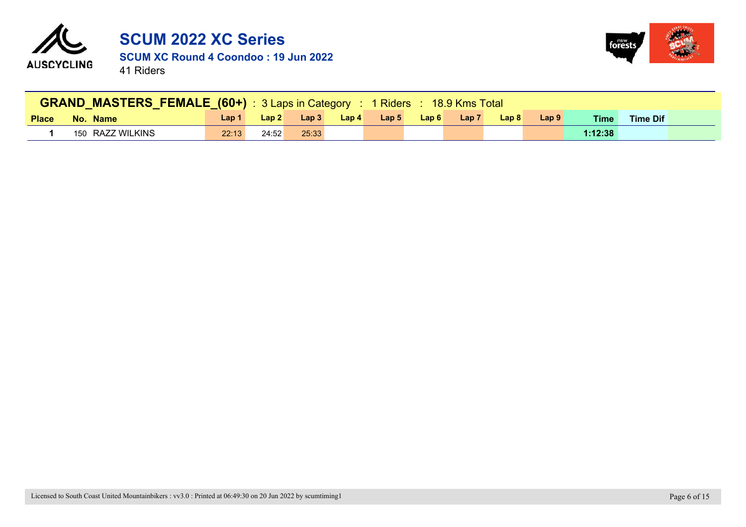# SCUM 2022 XC Series

**SCUM XC Round 4 Coondoo : 19 Jun 2022**

41 Riders

**GRAND_MASTERS_FEMALE_(60+)** : 3 Laps in Category : 1 Riders : 18.9 Kms Total

| Place | No. | Name | Lap 1 | Lap 2 | Lap 3 | Lap 4 | Lap 5 | Lap 6 | Lap 7 | Lap 8 | Lap 9 | Time | Time Dif |
|---|---|---|---|---|---|---|---|---|---|---|---|---|---|
| 1 | 150 | RAZZ WILKINS | 22:13 | 24:52 | 25:33 | | | | | | | 1:12:38 | |

Licensed to South Coast United Mountainbikers : vv3.0 : Printed at 06:49:30 on 20 Jun 2022 by scumtiming1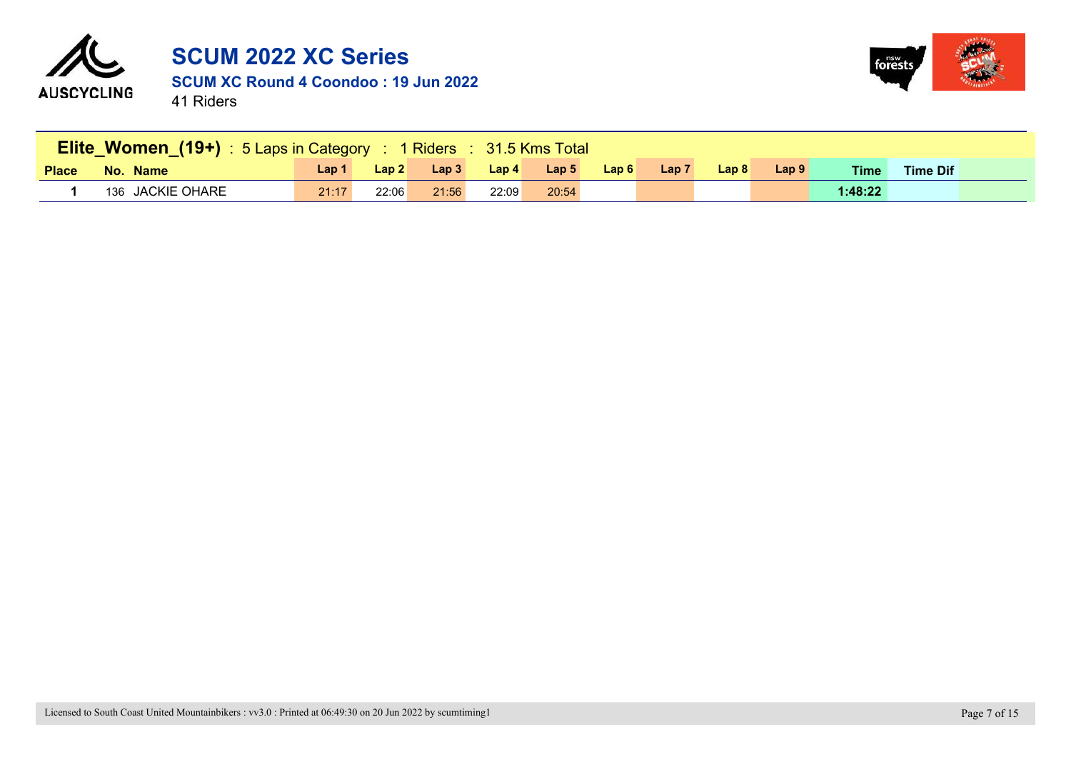# SCUM 2022 XC Series

## SCUM XC Round 4 Coondoo : 19 Jun 2022

41 Riders

| **Elite_Women_(19+)** : 5 Laps in Category : 1 Riders : 31.5 Kms Total | | | | | | | | | | | | | |
|---|---|---|---|---|---|---|---|---|---|---|---|---|---|
| **Place** | **No.** | **Name** | **Lap 1** | **Lap 2** | **Lap 3** | **Lap 4** | **Lap 5** | **Lap 6** | **Lap 7** | **Lap 8** | **Lap 9** | **Time** | **Time Dif** |
| **1** | 136 | JACKIE OHARE | 21:17 | 22:06 | 21:56 | 22:09 | 20:54 | | | | | **1:48:22** | |

Licensed to South Coast United Mountainbikers : vv3.0 : Printed at 06:49:30 on 20 Jun 2022 by scumtiming1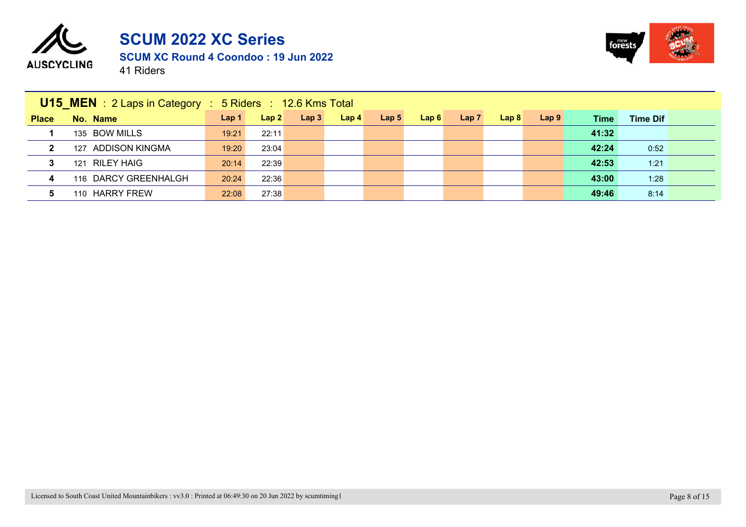# SCUM 2022 XC Series

**SCUM XC Round 4 Coondoo : 19 Jun 2022**

41 Riders

**U15_MEN** : 2 Laps in Category : 5 Riders : 12.6 Kms Total

| Place | No. | Name | Lap 1 | Lap 2 | Lap 3 | Lap 4 | Lap 5 | Lap 6 | Lap 7 | Lap 8 | Lap 9 | Time | Time Dif |
|---|---|---|---|---|---|---|---|---|---|---|---|---|---|
| 1 | 135 | BOW MILLS | 19:21 | 22:11 | | | | | | | | **41:32** | |
| 2 | 127 | ADDISON KINGMA | 19:20 | 23:04 | | | | | | | | **42:24** | 0:52 |
| 3 | 121 | RILEY HAIG | 20:14 | 22:39 | | | | | | | | **42:53** | 1:21 |
| 4 | 116 | DARCY GREENHALGH | 20:24 | 22:36 | | | | | | | | **43:00** | 1:28 |
| 5 | 110 | HARRY FREW | 22:08 | 27:38 | | | | | | | | **49:46** | 8:14 |

Licensed to South Coast United Mountainbikers : vv3.0 : Printed at 06:49:30 on 20 Jun 2022 by scumtiming1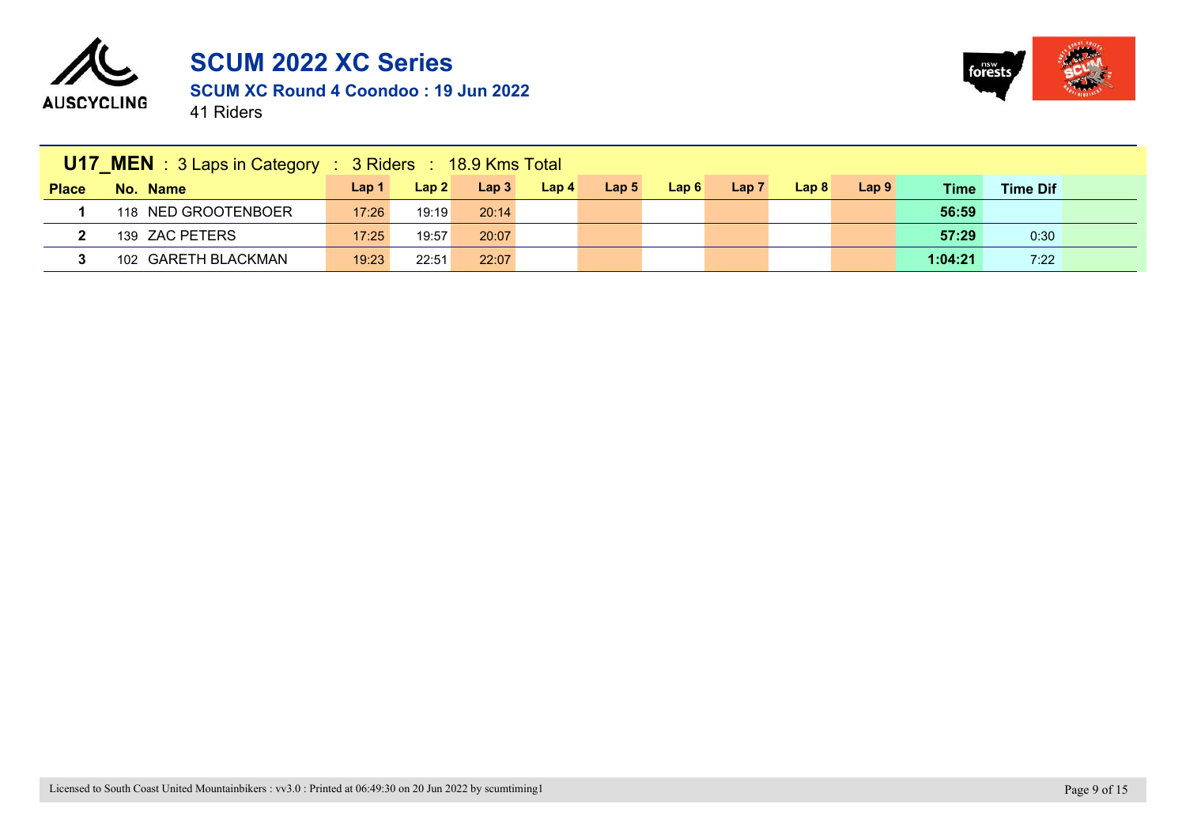# SCUM 2022 XC Series

## SCUM XC Round 4 Coondoo : 19 Jun 2022

41 Riders

### U17_MEN : 3 Laps in Category : 3 Riders : 18.9 Kms Total

| Place | No. | Name | Lap 1 | Lap 2 | Lap 3 | Lap 4 | Lap 5 | Lap 6 | Lap 7 | Lap 8 | Lap 9 | Time | Time Dif |
|---|---|---|---|---|---|---|---|---|---|---|---|---|---|
| 1 | 118 | NED GROOTENBOER | 17:26 | 19:19 | 20:14 | | | | | | | 56:59 | |
| 2 | 139 | ZAC PETERS | 17:25 | 19:57 | 20:07 | | | | | | | 57:29 | 0:30 |
| 3 | 102 | GARETH BLACKMAN | 19:23 | 22:51 | 22:07 | | | | | | | 1:04:21 | 7:22 |

Licensed to South Coast United Mountainbikers : vv3.0 : Printed at 06:49:30 on 20 Jun 2022 by scumtiming1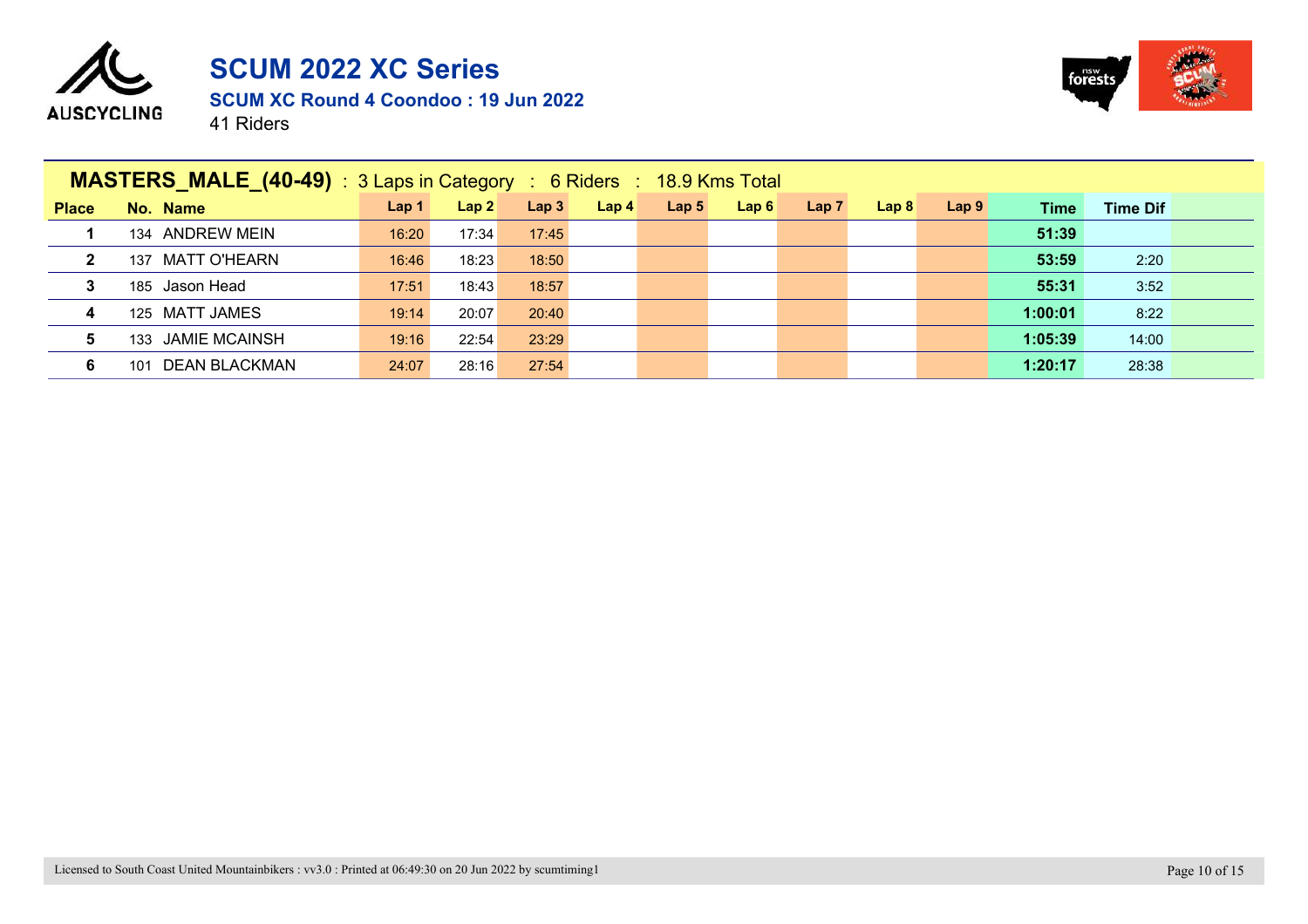# SCUM 2022 XC Series

## SCUM XC Round 4 Coondoo : 19 Jun 2022

41 Riders

### MASTERS_MALE_(40-49) : 3 Laps in Category : 6 Riders : 18.9 Kms Total

| Place | No. | Name | Lap 1 | Lap 2 | Lap 3 | Lap 4 | Lap 5 | Lap 6 | Lap 7 | Lap 8 | Lap 9 | Time | Time Dif |
|---|---|---|---|---|---|---|---|---|---|---|---|---|---|
| 1 | 134 | ANDREW MEIN | 16:20 | 17:34 | 17:45 | | | | | | | 51:39 | |
| 2 | 137 | MATT O'HEARN | 16:46 | 18:23 | 18:50 | | | | | | | 53:59 | 2:20 |
| 3 | 185 | Jason Head | 17:51 | 18:43 | 18:57 | | | | | | | 55:31 | 3:52 |
| 4 | 125 | MATT JAMES | 19:14 | 20:07 | 20:40 | | | | | | | 1:00:01 | 8:22 |
| 5 | 133 | JAMIE MCAINSH | 19:16 | 22:54 | 23:29 | | | | | | | 1:05:39 | 14:00 |
| 6 | 101 | DEAN BLACKMAN | 24:07 | 28:16 | 27:54 | | | | | | | 1:20:17 | 28:38 |

Licensed to South Coast United Mountainbikers : vv3.0 : Printed at 06:49:30 on 20 Jun 2022 by scumtiming1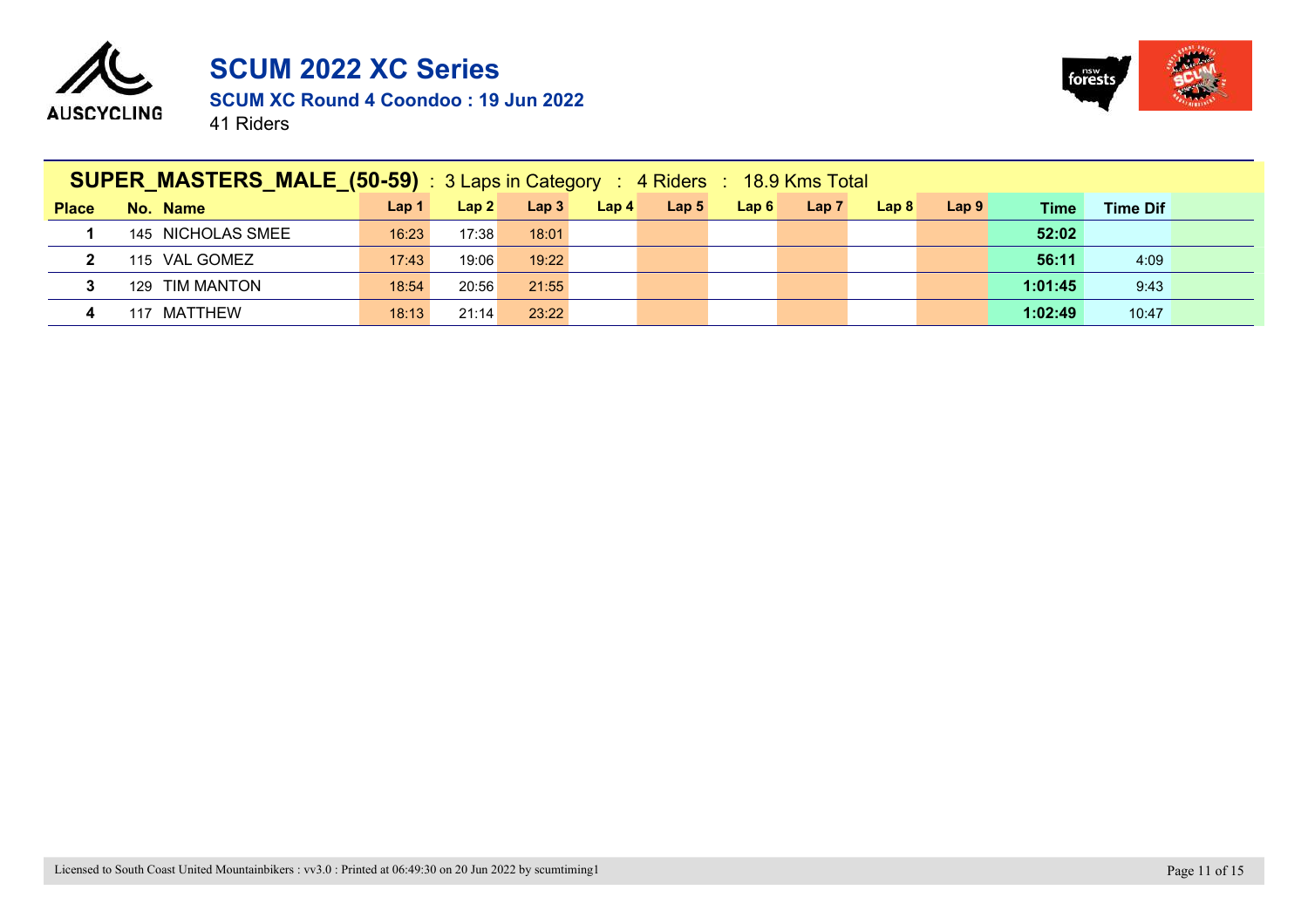# SCUM 2022 XC Series

## SCUM XC Round 4 Coondoo : 19 Jun 2022

41 Riders

| SUPER_MASTERS_MALE_(50-59) : 3 Laps in Category : 4 Riders : 18.9 Kms Total | | | | | | | | | | | | | |
|---|---|---|---|---|---|---|---|---|---|---|---|---|---|
| Place | No. | Name | Lap 1 | Lap 2 | Lap 3 | Lap 4 | Lap 5 | Lap 6 | Lap 7 | Lap 8 | Lap 9 | Time | Time Dif |
| 1 | 145 | NICHOLAS SMEE | 16:23 | 17:38 | 18:01 | | | | | | | 52:02 | |
| 2 | 115 | VAL GOMEZ | 17:43 | 19:06 | 19:22 | | | | | | | 56:11 | 4:09 |
| 3 | 129 | TIM MANTON | 18:54 | 20:56 | 21:55 | | | | | | | 1:01:45 | 9:43 |
| 4 | 117 | MATTHEW | 18:13 | 21:14 | 23:22 | | | | | | | 1:02:49 | 10:47 |

Licensed to South Coast United Mountainbikers : vv3.0 : Printed at 06:49:30 on 20 Jun 2022 by scumtiming1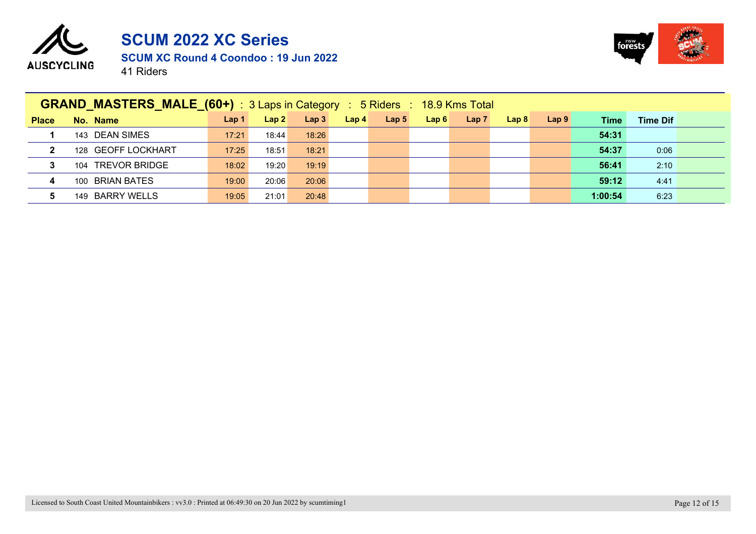# SCUM 2022 XC Series

**SCUM XC Round 4 Coondoo : 19 Jun 2022**

41 Riders

## GRAND_MASTERS_MALE_(60+) : 3 Laps in Category : 5 Riders : 18.9 Kms Total

| Place | No. | Name | Lap 1 | Lap 2 | Lap 3 | Lap 4 | Lap 5 | Lap 6 | Lap 7 | Lap 8 | Lap 9 | Time | Time Dif |
|---|---|---|---|---|---|---|---|---|---|---|---|---|---|
| 1 | 143 | DEAN SIMES | 17:21 | 18:44 | 18:26 | | | | | | | 54:31 | |
| 2 | 128 | GEOFF LOCKHART | 17:25 | 18:51 | 18:21 | | | | | | | 54:37 | 0:06 |
| 3 | 104 | TREVOR BRIDGE | 18:02 | 19:20 | 19:19 | | | | | | | 56:41 | 2:10 |
| 4 | 100 | BRIAN BATES | 19:00 | 20:06 | 20:06 | | | | | | | 59:12 | 4:41 |
| 5 | 149 | BARRY WELLS | 19:05 | 21:01 | 20:48 | | | | | | | 1:00:54 | 6:23 |

Licensed to South Coast United Mountainbikers : vv3.0 : Printed at 06:49:30 on 20 Jun 2022 by scumtiming1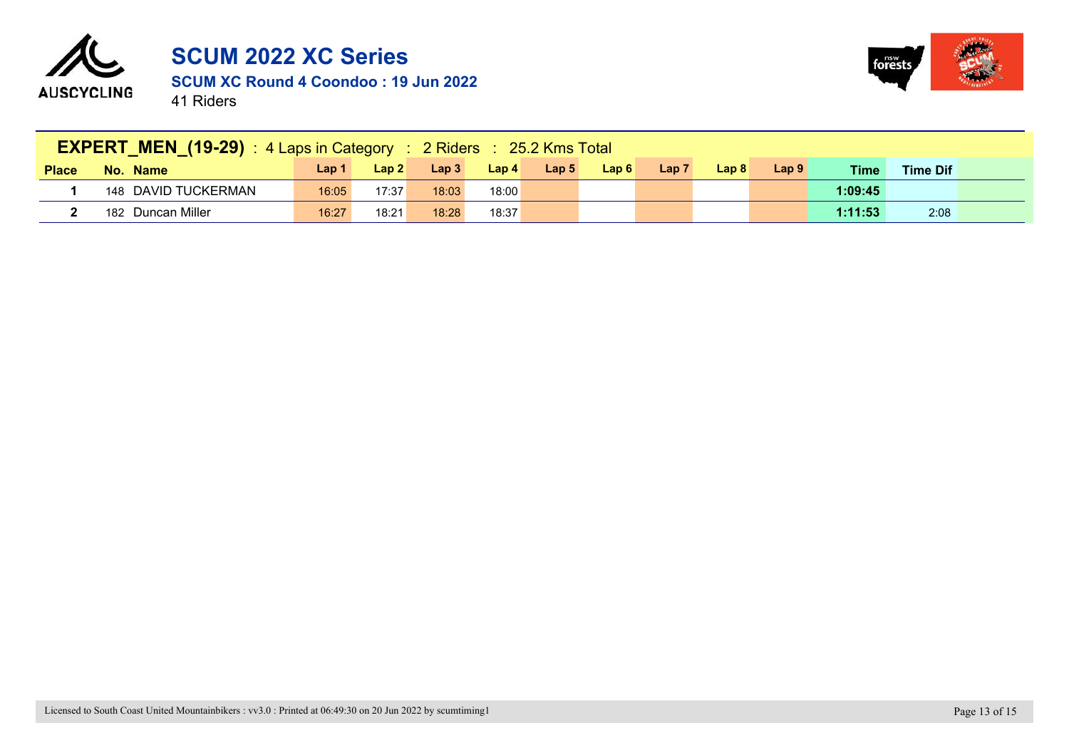# SCUM 2022 XC Series

## SCUM XC Round 4 Coondoo : 19 Jun 2022

41 Riders

**EXPERT_MEN_(19-29)** : 4 Laps in Category : 2 Riders : 25.2 Kms Total

| Place | No. | Name | Lap 1 | Lap 2 | Lap 3 | Lap 4 | Lap 5 | Lap 6 | Lap 7 | Lap 8 | Lap 9 | Time | Time Dif |
|---|---|---|---|---|---|---|---|---|---|---|---|---|---|
| **1** | 148 | DAVID TUCKERMAN | 16:05 | 17:37 | 18:03 | 18:00 | | | | | | **1:09:45** | |
| **2** | 182 | Duncan Miller | 16:27 | 18:21 | 18:28 | 18:37 | | | | | | **1:11:53** | 2:08 |

Licensed to South Coast United Mountainbikers : vv3.0 : Printed at 06:49:30 on 20 Jun 2022 by scumtiming1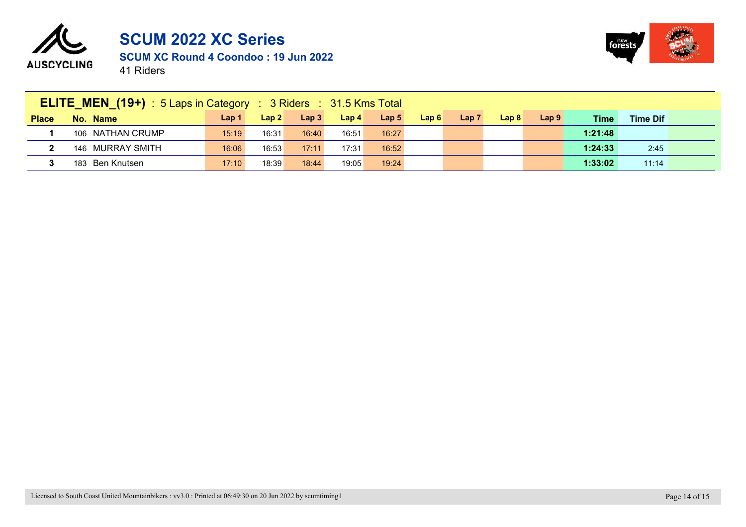# SCUM 2022 XC Series

**SCUM XC Round 4 Coondoo : 19 Jun 2022**

41 Riders

| **ELITE_MEN_(19+)** : 5 Laps in Category : 3 Riders : 31.5 Kms Total | | | | | | | | | | | | | |
|---|---|---|---|---|---|---|---|---|---|---|---|---|---|
| **Place** | **No.** | **Name** | **Lap 1** | **Lap 2** | **Lap 3** | **Lap 4** | **Lap 5** | **Lap 6** | **Lap 7** | **Lap 8** | **Lap 9** | **Time** | **Time Dif** |
| **1** | 106 | NATHAN CRUMP | 15:19 | 16:31 | 16:40 | 16:51 | 16:27 | | | | | **1:21:48** | |
| **2** | 146 | MURRAY SMITH | 16:06 | 16:53 | 17:11 | 17:31 | 16:52 | | | | | **1:24:33** | 2:45 |
| **3** | 183 | Ben Knutsen | 17:10 | 18:39 | 18:44 | 19:05 | 19:24 | | | | | **1:33:02** | 11:14 |

Licensed to South Coast United Mountainbikers : vv3.0 : Printed at 06:49:30 on 20 Jun 2022 by scumtiming1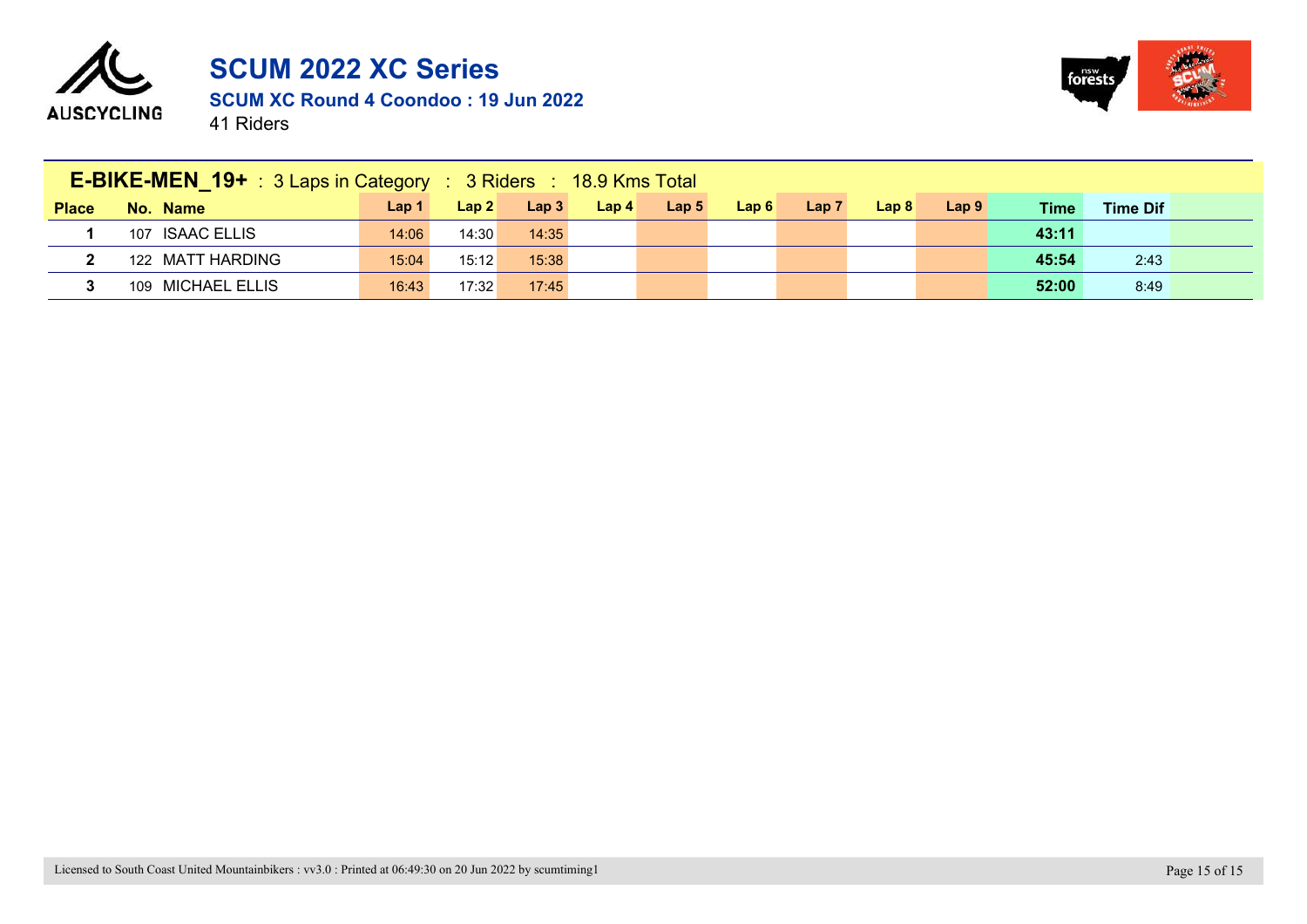# SCUM 2022 XC Series

**SCUM XC Round 4 Coondoo : 19 Jun 2022**

41 Riders

**E-BIKE-MEN_19+** : 3 Laps in Category : 3 Riders : 18.9 Kms Total

| Place | No. | Name | Lap 1 | Lap 2 | Lap 3 | Lap 4 | Lap 5 | Lap 6 | Lap 7 | Lap 8 | Lap 9 | Time | Time Dif |
|---|---|---|---|---|---|---|---|---|---|---|---|---|---|
| 1 | 107 | ISAAC ELLIS | 14:06 | 14:30 | 14:35 | | | | | | | **43:11** | |
| 2 | 122 | MATT HARDING | 15:04 | 15:12 | 15:38 | | | | | | | **45:54** | 2:43 |
| 3 | 109 | MICHAEL ELLIS | 16:43 | 17:32 | 17:45 | | | | | | | **52:00** | 8:49 |

Licensed to South Coast United Mountainbikers : vv3.0 : Printed at 06:49:30 on 20 Jun 2022 by scumtiming1